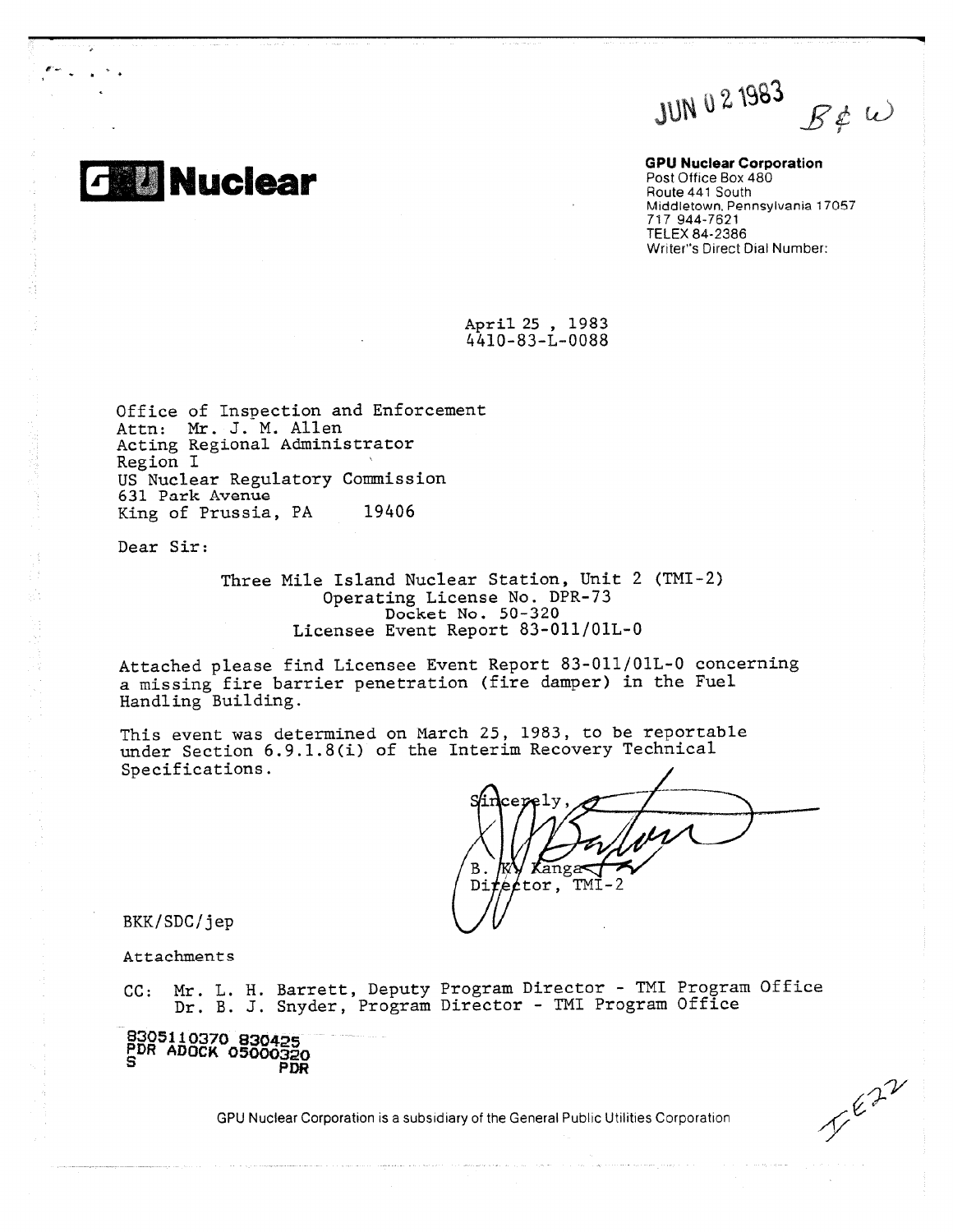JUN 02 1983 B&W

**GPU Nuclear**

**GPU Nuclear Corporation**
Post Office Box 480
Route 441 South
Middletown, Pennsylvania 17057
717 944-7621
TELEX 84-2386
Writer's Direct Dial Number:

April 25 , 1983
4410-83-L-0088

Office of Inspection and Enforcement
Attn: Mr. J. M. Allen
Acting Regional Administrator
Region I
US Nuclear Regulatory Commission
631 Park Avenue
King of Prussia, PA 19406

Dear Sir:

Three Mile Island Nuclear Station, Unit 2 (TMI-2)
Operating License No. DPR-73
Docket No. 50-320
Licensee Event Report 83-011/01L-0

Attached please find Licensee Event Report 83-011/01L-0 concerning a missing fire barrier penetration (fire damper) in the Fuel Handling Building.

This event was determined on March 25, 1983, to be reportable under Section 6.9.1.8(i) of the Interim Recovery Technical Specifications.

Sincerely,

B. K. Kanga
Director, TMI-2

BKK/SDC/jep

Attachments

CC: Mr. L. H. Barrett, Deputy Program Director - TMI Program Office
Dr. B. J. Snyder, Program Director - TMI Program Office

8305110370 830425
PDR ADOCK 05000320
S PDR

GPU Nuclear Corporation is a subsidiary of the General Public Utilities Corporation

IE22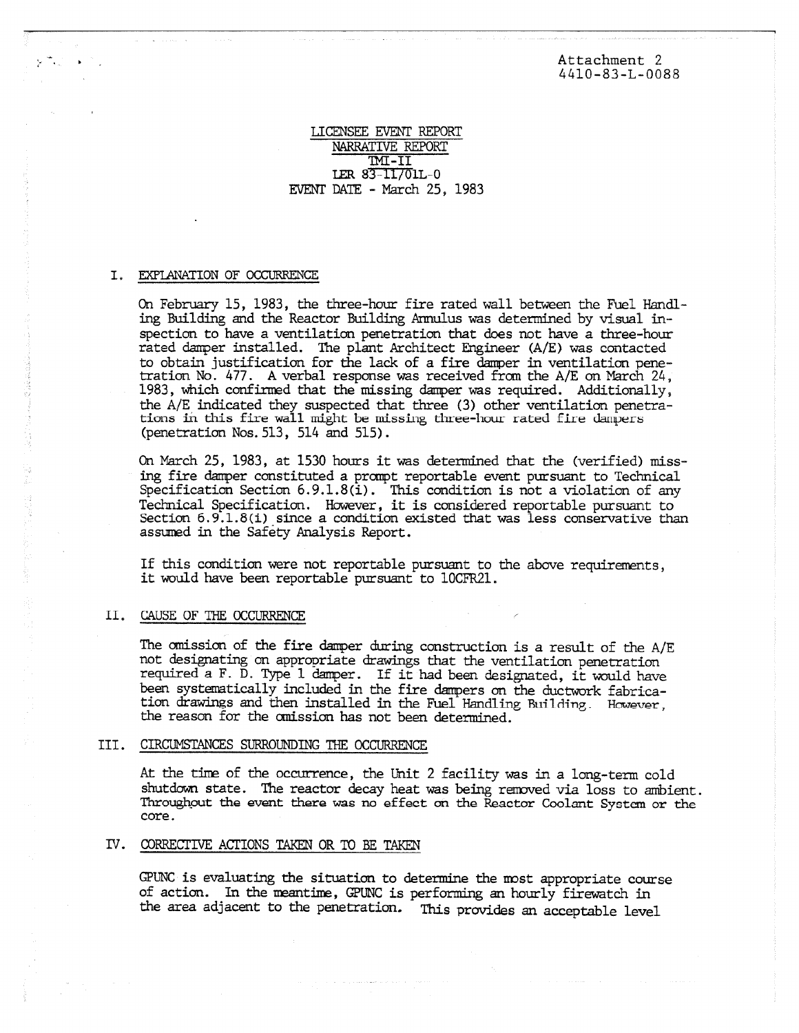Attachment 2
4410-83-L-0088

LICENSEE EVENT REPORT
NARRATIVE REPORT
TMI-II
LER 83-II/01L-0
EVENT DATE - March 25, 1983

## I. EXPLANATION OF OCCURRENCE

On February 15, 1983, the three-hour fire rated wall between the Fuel Handling Building and the Reactor Building Annulus was determined by visual inspection to have a ventilation penetration that does not have a three-hour rated damper installed. The plant Architect Engineer (A/E) was contacted to obtain justification for the lack of a fire damper in ventilation penetration No. 477. A verbal response was received from the A/E on March 24, 1983, which confirmed that the missing damper was required. Additionally, the A/E indicated they suspected that three (3) other ventilation penetrations in this fire wall might be missing three-hour rated fire dampers (penetration Nos. 513, 514 and 515).

On March 25, 1983, at 1530 hours it was determined that the (verified) missing fire damper constituted a prompt reportable event pursuant to Technical Specification Section 6.9.1.8(i). This condition is not a violation of any Technical Specification. However, it is considered reportable pursuant to Section 6.9.1.8(i) since a condition existed that was less conservative than assumed in the Safety Analysis Report.

If this condition were not reportable pursuant to the above requirements, it would have been reportable pursuant to 10CFR21.

## II. CAUSE OF THE OCCURRENCE

The omission of the fire damper during construction is a result of the A/E not designating on appropriate drawings that the ventilation penetration required a F. D. Type 1 damper. If it had been designated, it would have been systematically included in the fire dampers on the ductwork fabrication drawings and then installed in the Fuel Handling Building. However, the reason for the omission has not been determined.

## III. CIRCUMSTANCES SURROUNDING THE OCCURRENCE

At the time of the occurrence, the Unit 2 facility was in a long-term cold shutdown state. The reactor decay heat was being removed via loss to ambient. Throughout the event there was no effect on the Reactor Coolant System or the core.

## IV. CORRECTIVE ACTIONS TAKEN OR TO BE TAKEN

GPUNC is evaluating the situation to determine the most appropriate course of action. In the meantime, GPUNC is performing an hourly firewatch in the area adjacent to the penetration. This provides an acceptable level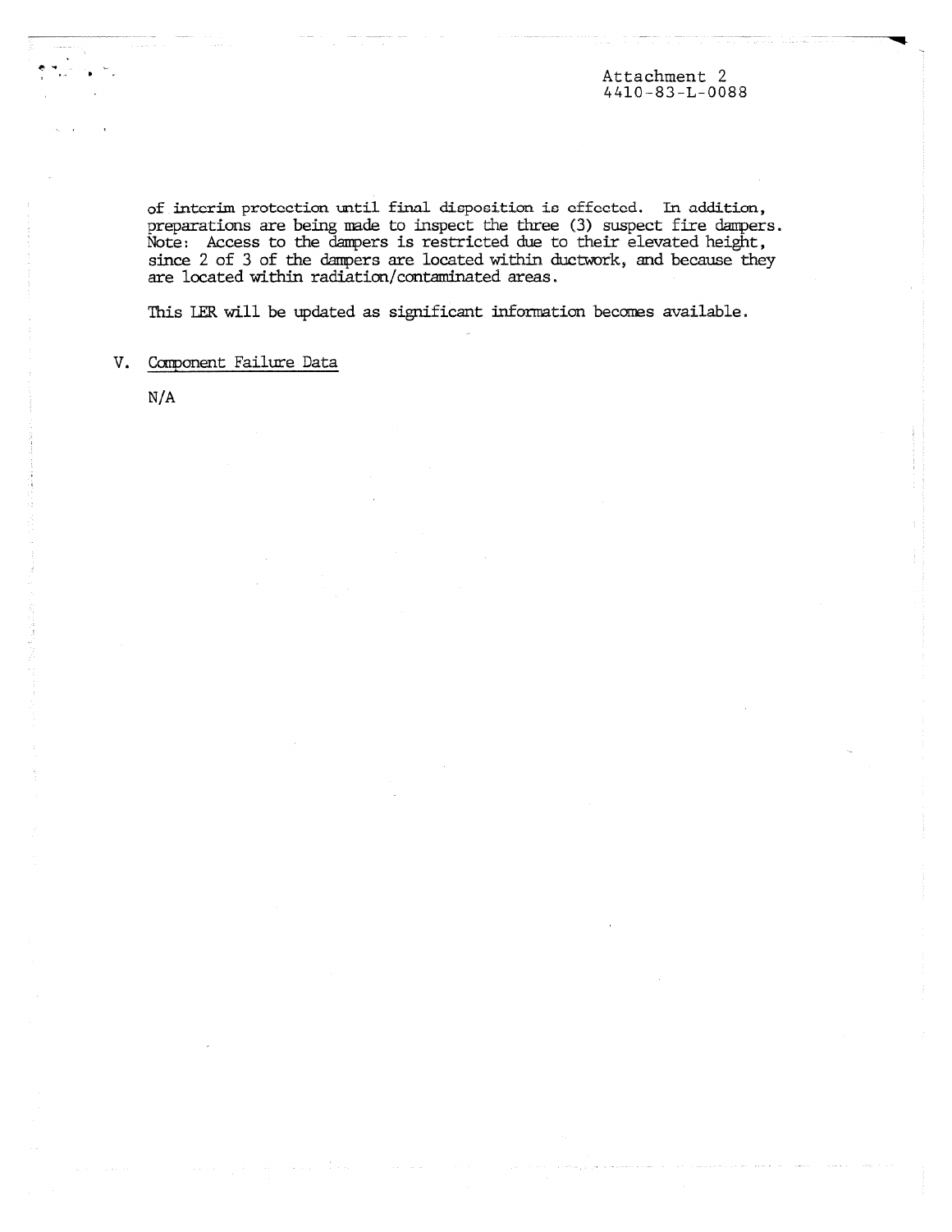Attachment 2
4410-83-L-0088

of interim protection until final disposition is effected. In addition, preparations are being made to inspect the three (3) suspect fire dampers. Note: Access to the dampers is restricted due to their elevated height, since 2 of 3 of the dampers are located within ductwork, and because they are located within radiation/contaminated areas.

This LER will be updated as significant information becomes available.

V. Component Failure Data

N/A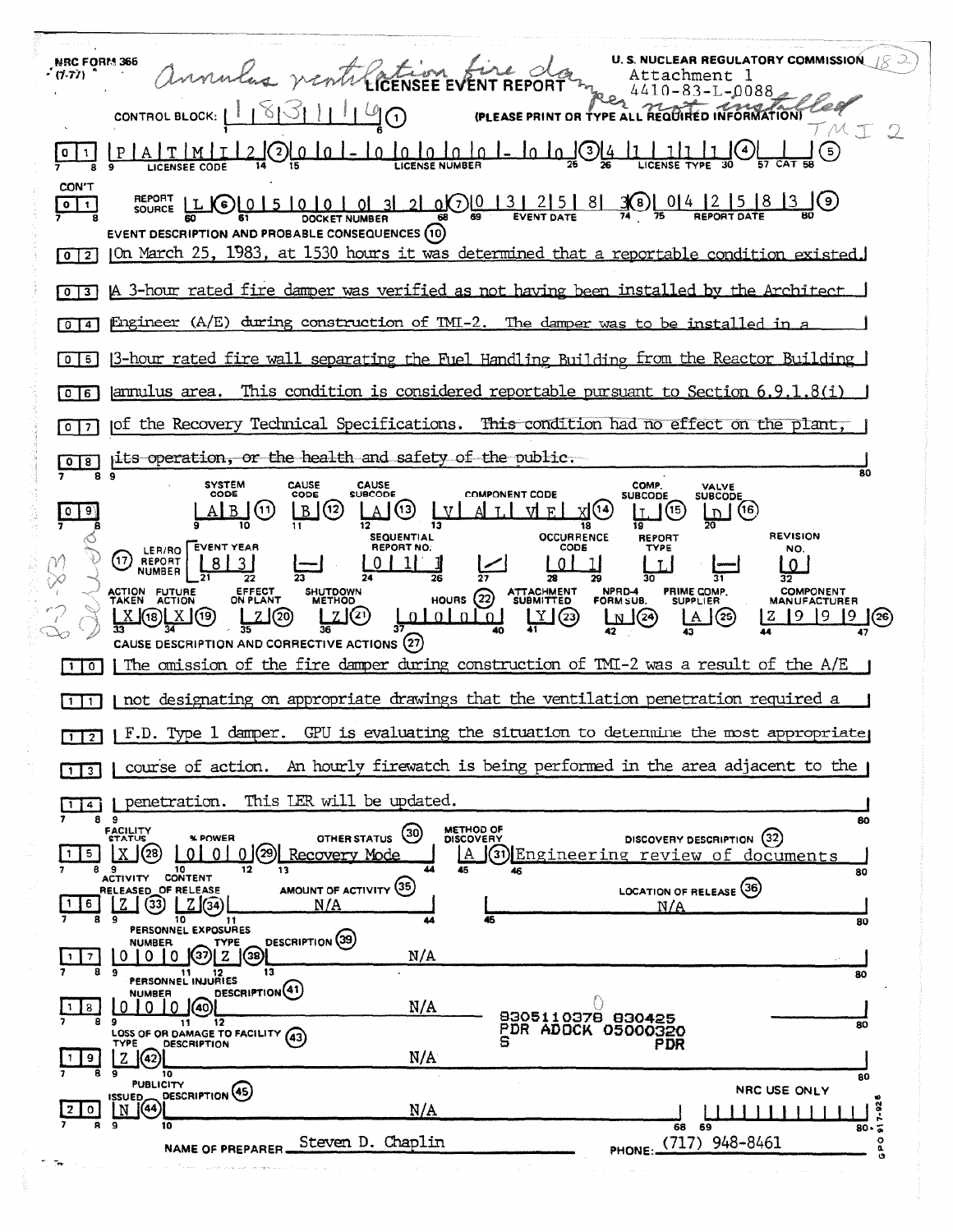NRC FORM 366 (7-77)

*annulus ventilation fire damper not installed*

U. S. NUCLEAR REGULATORY COMMISSION *(182)*

# LICENSEE EVENT REPORT

Attachment 1
4410-83-L-0088

*TMI 2*

CONTROL BOCK: | | 8 3 1 1 1 | (1) (PLEASE PRINT OR TYPE ALL REQUIRED INFORMATION)

01 | P A T M I 2 (2) | 0 0 - 0 0 0 0 0 - 0 0 (3) | 4 1 1 1 1 (4) | | (5)
LICENSEE CODE | LICENSE NUMBER | LICENSE TYPE | CAT

CON'T
01 | REPORT SOURCE | L (6) | 0 5 0 0 0 3 2 0 (7) | 0 3 2 5 8 3 (8) | 0 4 2 5 8 3 (9)
DOCKET NUMBER | EVENT DATE | REPORT DATE

EVENT DESCRIPTION AND PROBABLE CONSEQUENCES (10)

02 On March 25, 1983, at 1530 hours it was determined that a reportable condition existed.
03 A 3-hour rated fire damper was verified as not having been installed by the Architect
04 Engineer (A/E) during construction of TMI-2. The damper was to be installed in a
05 3-hour rated fire wall separating the Fuel Handling Building from the Reactor Building
06 annulus area. This condition is considered reportable pursuant to Section 6.9.1.8(i)
07 of the Recovery Technical Specifications. ~~This condition had no effect on the plant,~~
08 ~~its operation, or the health and safety of the public.~~

| SYSTEM CODE | CAUSE CODE | CAUSE SUBCODE | COMPONENT CODE | COMP. SUBCODE | VALVE SUBCODE |
|---|---|---|---|---|---|
| A B (11) | B (12) | A (13) | V A L V E X (14) | L (15) | D (16) |

| (17) LER/RO REPORT NUMBER | EVENT YEAR | | SEQUENTIAL REPORT NO. | | OCCURRENCE CODE | REPORT TYPE | | REVISION NO. |
|---|---|---|---|---|---|---|---|---|
| | 8 3 | — | 0 1 1 | / | 0 1 | L | — | 0 |

| ACTION TAKEN | FUTURE ACTION | EFFECT ON PLANT | SHUTDOWN METHOD | HOURS (22) | ATTACHMENT SUBMITTED | NPRD-4 FORM SUB. | PRIME COMP. SUPPLIER | COMPONENT MANUFACTURER |
|---|---|---|---|---|---|---|---|---|
| X (18) | X (19) | Z (20) | Z (21) | 0 0 0 0 | Y (23) | N (24) | A (25) | Z 9 9 9 (26) |

CAUSE DESCRIPTION AND CORRECTIVE ACTIONS (27)

10 The omission of the fire damper during construction of TMI-2 was a result of the A/E
11 not designating on appropriate drawings that the ventilation penetration required a
12 F.D. Type 1 damper. GPU is evaluating the situation to determine the most appropriate
13 course of action. An hourly firewatch is being performed in the area adjacent to the
14 penetration. This LER will be updated.

| FACILITY STATUS | % POWER | OTHER STATUS (30) | METHOD OF DISCOVERY | DISCOVERY DESCRIPTION (32) |
|---|---|---|---|---|
| X (28) | 0 0 0 (29) | Recovery Mode | A (31) | Engineering review of documents |

| ACTIVITY RELEASED | CONTENT OF RELEASE | AMOUNT OF ACTIVITY (35) | LOCATION OF RELEASE (36) |
|---|---|---|---|
| Z (33) | Z (34) | N/A | N/A |

PERSONNEL EXPOSURES

| NUMBER | TYPE | DESCRIPTION (39) |
|---|---|---|
| 0 0 0 (37) | Z (38) | N/A |

PERSONNEL INJURIES

| NUMBER | DESCRIPTION (41) |
|---|---|
| 0 0 0 (40) | N/A |

8305110378 830425
PDR ADOCK 05000320
S PDR

LOSS OF OR DAMAGE TO FACILITY (43)

| TYPE | DESCRIPTION |
|---|---|
| Z (42) | N/A |

PUBLICITY

| ISSUED | DESCRIPTION (45) |
|---|---|
| N (44) | N/A |

NRC USE ONLY

NAME OF PREPARER Steven D. Chaplin PHONE: (717) 948-8461